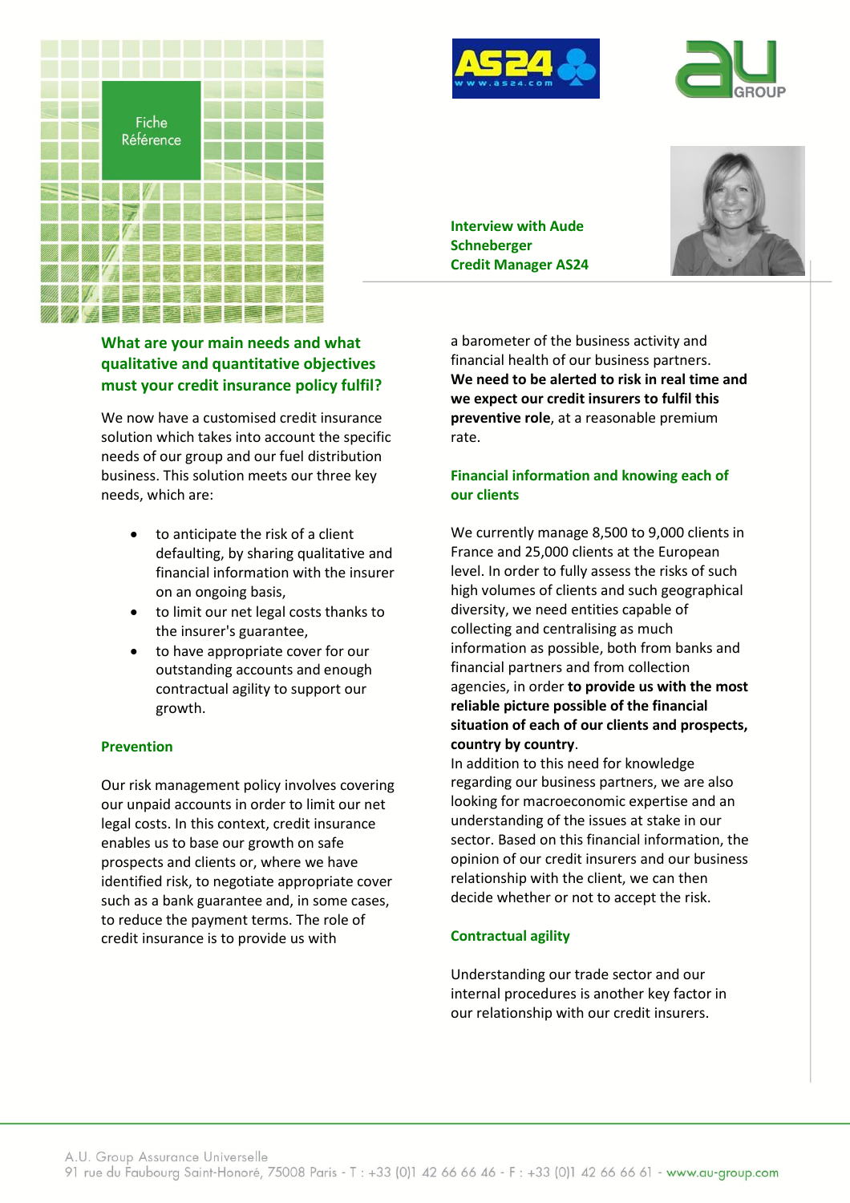Fiche Référence

**Interview with Aude Schneberger**
**Credit Manager AS24**

## What are your main needs and what qualitative and quantitative objectives must your credit insurance policy fulfil?

We now have a customised credit insurance solution which takes into account the specific needs of our group and our fuel distribution business. This solution meets our three key needs, which are:

- to anticipate the risk of a client defaulting, by sharing qualitative and financial information with the insurer on an ongoing basis,
- to limit our net legal costs thanks to the insurer's guarantee,
- to have appropriate cover for our outstanding accounts and enough contractual agility to support our growth.

### Prevention

Our risk management policy involves covering our unpaid accounts in order to limit our net legal costs. In this context, credit insurance enables us to base our growth on safe prospects and clients or, where we have identified risk, to negotiate appropriate cover such as a bank guarantee and, in some cases, to reduce the payment terms. The role of credit insurance is to provide us with a barometer of the business activity and financial health of our business partners. **We need to be alerted to risk in real time and we expect our credit insurers to fulfil this preventive role**, at a reasonable premium rate.

### Financial information and knowing each of our clients

We currently manage 8,500 to 9,000 clients in France and 25,000 clients at the European level. In order to fully assess the risks of such high volumes of clients and such geographical diversity, we need entities capable of collecting and centralising as much information as possible, both from banks and financial partners and from collection agencies, in order **to provide us with the most reliable picture possible of the financial situation of each of our clients and prospects, country by country**.
In addition to this need for knowledge regarding our business partners, we are also looking for macroeconomic expertise and an understanding of the issues at stake in our sector. Based on this financial information, the opinion of our credit insurers and our business relationship with the client, we can then decide whether or not to accept the risk.

### Contractual agility

Understanding our trade sector and our internal procedures is another key factor in our relationship with our credit insurers.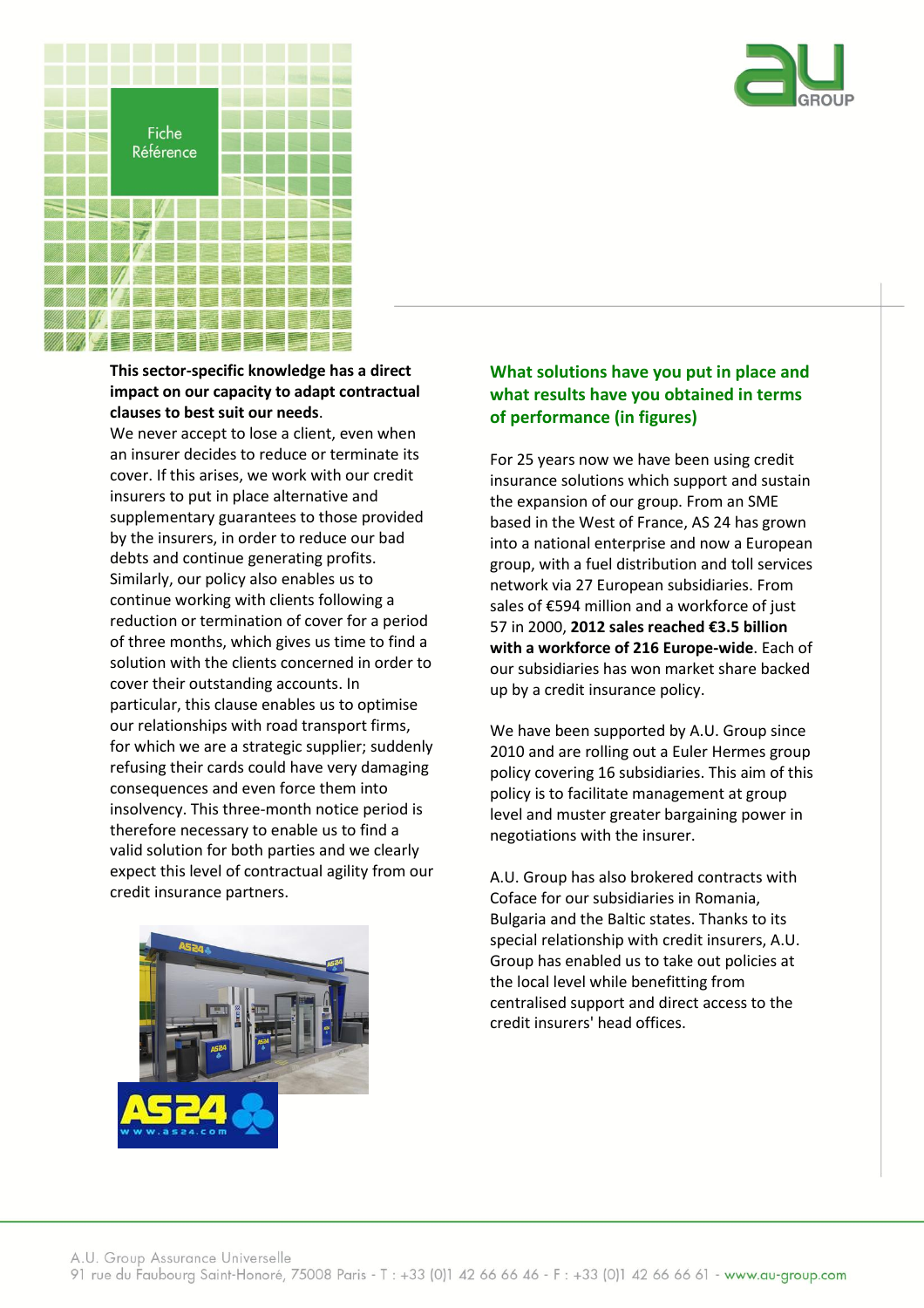**This sector-specific knowledge has a direct impact on our capacity to adapt contractual clauses to best suit our needs**.

We never accept to lose a client, even when an insurer decides to reduce or terminate its cover. If this arises, we work with our credit insurers to put in place alternative and supplementary guarantees to those provided by the insurers, in order to reduce our bad debts and continue generating profits. Similarly, our policy also enables us to continue working with clients following a reduction or termination of cover for a period of three months, which gives us time to find a solution with the clients concerned in order to cover their outstanding accounts. In particular, this clause enables us to optimise our relationships with road transport firms, for which we are a strategic supplier; suddenly refusing their cards could have very damaging consequences and even force them into insolvency. This three-month notice period is therefore necessary to enable us to find a valid solution for both parties and we clearly expect this level of contractual agility from our credit insurance partners.

## What solutions have you put in place and what results have you obtained in terms of performance (in figures)

For 25 years now we have been using credit insurance solutions which support and sustain the expansion of our group. From an SME based in the West of France, AS 24 has grown into a national enterprise and now a European group, with a fuel distribution and toll services network via 27 European subsidiaries. From sales of €594 million and a workforce of just 57 in 2000, **2012 sales reached €3.5 billion with a workforce of 216 Europe-wide**. Each of our subsidiaries has won market share backed up by a credit insurance policy.

We have been supported by A.U. Group since 2010 and are rolling out a Euler Hermes group policy covering 16 subsidiaries. This aim of this policy is to facilitate management at group level and muster greater bargaining power in negotiations with the insurer.

A.U. Group has also brokered contracts with Coface for our subsidiaries in Romania, Bulgaria and the Baltic states. Thanks to its special relationship with credit insurers, A.U. Group has enabled us to take out policies at the local level while benefitting from centralised support and direct access to the credit insurers' head offices.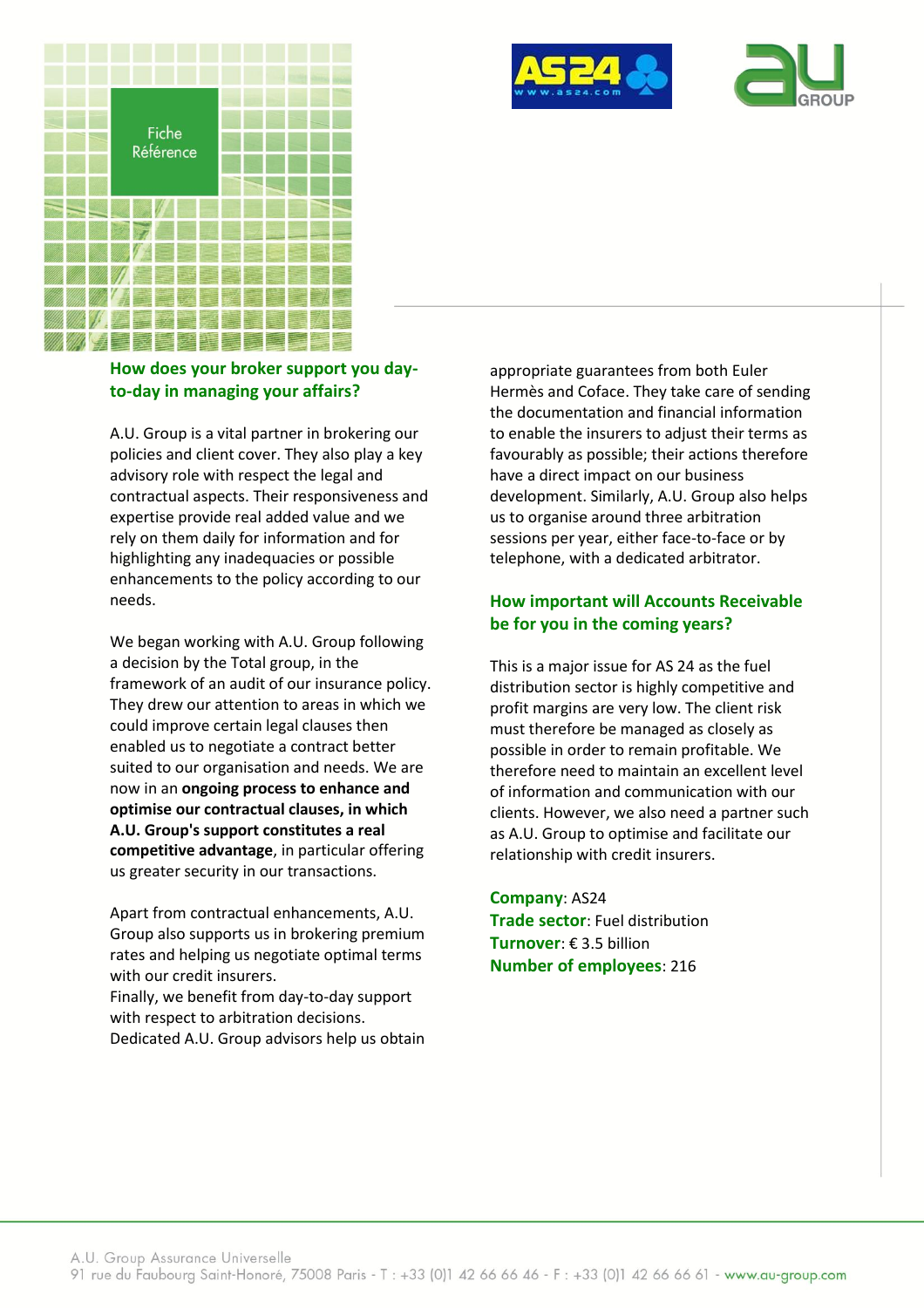Fiche Référence

### How does your broker support you day-to-day in managing your affairs?

A.U. Group is a vital partner in brokering our policies and client cover. They also play a key advisory role with respect the legal and contractual aspects. Their responsiveness and expertise provide real added value and we rely on them daily for information and for highlighting any inadequacies or possible enhancements to the policy according to our needs.

We began working with A.U. Group following a decision by the Total group, in the framework of an audit of our insurance policy. They drew our attention to areas in which we could improve certain legal clauses then enabled us to negotiate a contract better suited to our organisation and needs. We are now in an **ongoing process to enhance and optimise our contractual clauses, in which A.U. Group's support constitutes a real competitive advantage**, in particular offering us greater security in our transactions.

Apart from contractual enhancements, A.U. Group also supports us in brokering premium rates and helping us negotiate optimal terms with our credit insurers.
Finally, we benefit from day-to-day support with respect to arbitration decisions.
Dedicated A.U. Group advisors help us obtain appropriate guarantees from both Euler Hermès and Coface. They take care of sending the documentation and financial information to enable the insurers to adjust their terms as favourably as possible; their actions therefore have a direct impact on our business development. Similarly, A.U. Group also helps us to organise around three arbitration sessions per year, either face-to-face or by telephone, with a dedicated arbitrator.

### How important will Accounts Receivable be for you in the coming years?

This is a major issue for AS 24 as the fuel distribution sector is highly competitive and profit margins are very low. The client risk must therefore be managed as closely as possible in order to remain profitable. We therefore need to maintain an excellent level of information and communication with our clients. However, we also need a partner such as A.U. Group to optimise and facilitate our relationship with credit insurers.

**Company**: AS24
**Trade sector**: Fuel distribution
**Turnover**: € 3.5 billion
**Number of employees**: 216

A.U. Group Assurance Universelle
91 rue du Faubourg Saint-Honoré, 75008 Paris - T : +33 (0)1 42 66 66 46 - F : +33 (0)1 42 66 66 61 - www.au-group.com